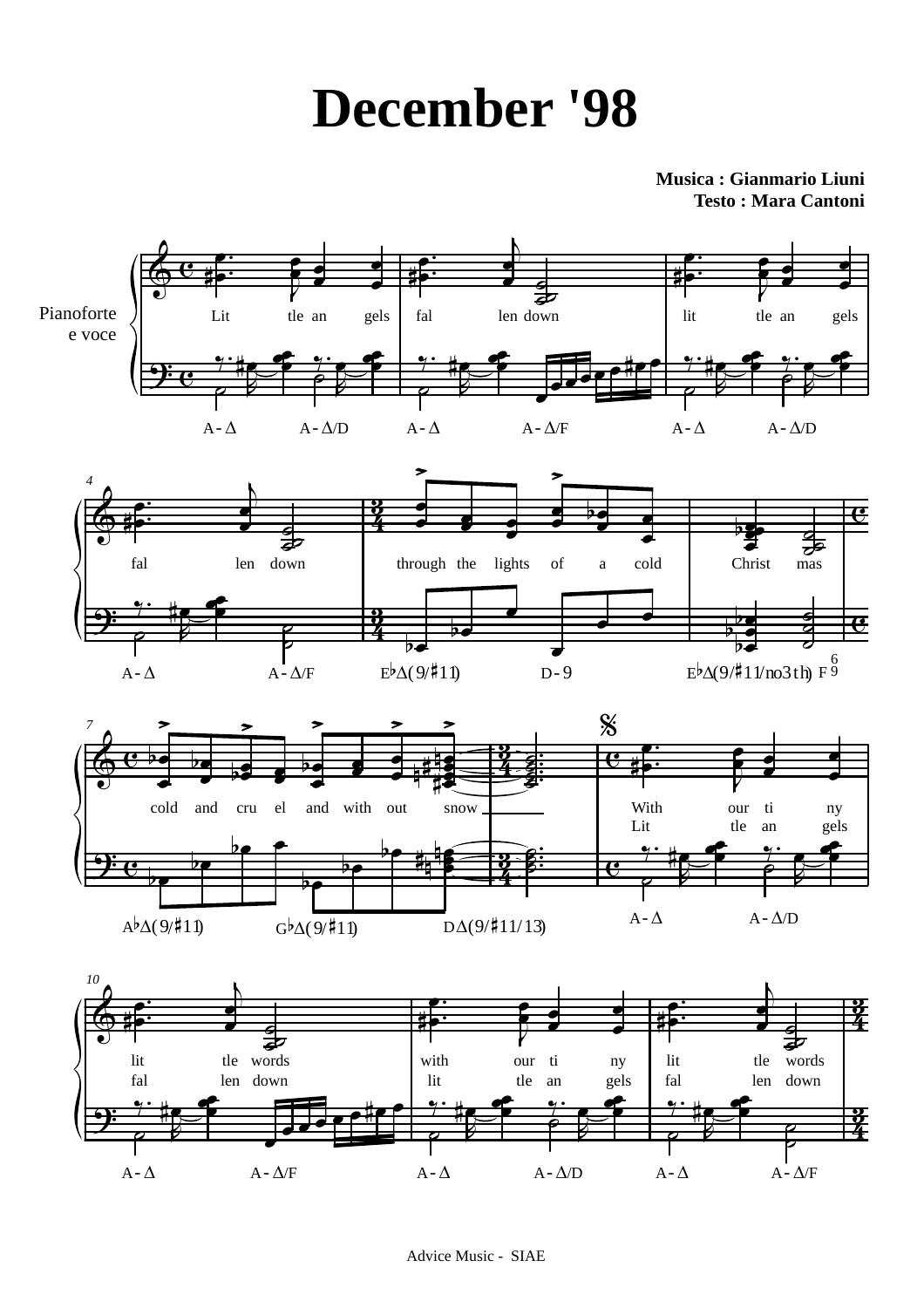# December '98

**Musica : Gianmario Liuni**
**Testo : Mara Cantoni**

Pianoforte e voce

Lit tle an gels fal len down lit tle an gels fal len down through the lights of a cold Christ mas cold and cru el and with out snow

With our ti ny lit tle words with our ti ny lit tle words
Lit tle an gels fal len down lit tle an gels fal len down

A-Δ A-Δ/D A-Δ A-Δ/F A-Δ A-Δ/D A-Δ A-Δ/F E♭Δ(9/♯11) D-9 E♭Δ(9/♯11/no3th) F 6 9 A♭Δ(9/♯11) G♭Δ(9/♯11) DΔ(9/♯11/13) A-Δ A-Δ/D A-Δ A-Δ/F A-Δ A-Δ/D A-Δ A-Δ/F

Advice Music - SIAE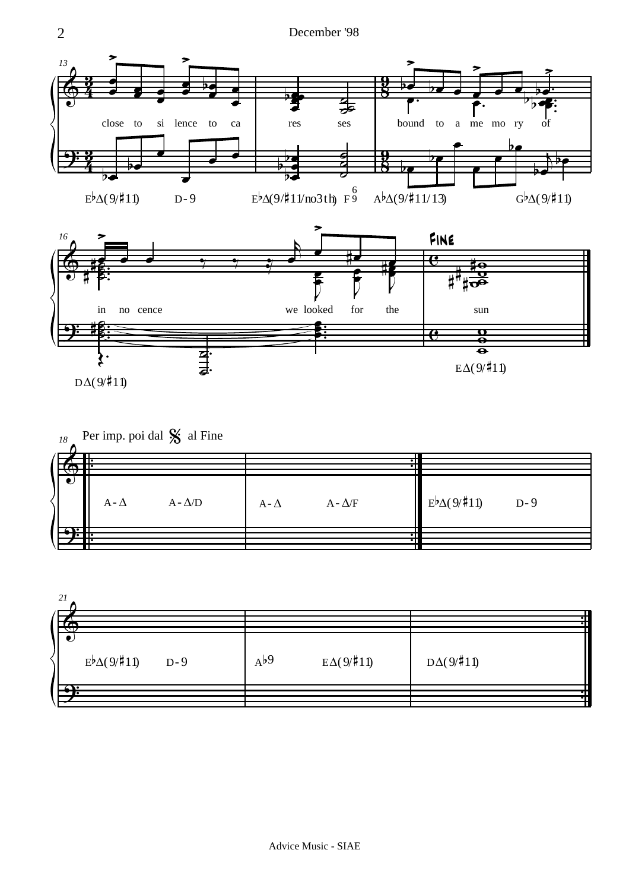close to si lence to ca res ses bound to a me mo ry of

E♭Δ(9/♯11) D-9 E♭Δ(9/♯11/no3th) F 6/9 A♭Δ(9/♯11/13) G♭Δ(9/♯11)

FINE

in no cence we looked for the sun

DΔ(9/♯11) EΔ(9/♯11)

Per imp. poi dal 𝄋 al Fine

A-Δ A-Δ/D A-Δ A-Δ/F E♭Δ(9/♯11) D-9

E♭Δ(9/♯11) D-9 A♭9 EΔ(9/♯11) DΔ(9/♯11)

Advice Music - SIAE